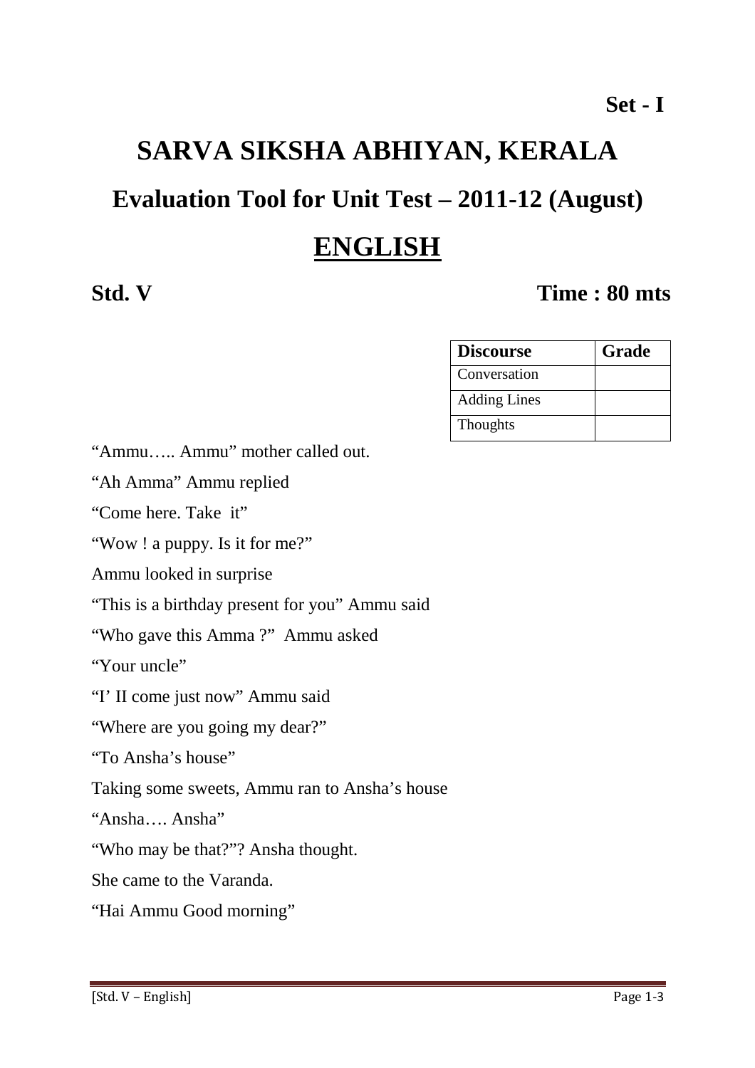**Set - I**

# SARVA SIKSHA ABHIYAN, KERALA

## Evaluation Tool for Unit Test – 2011-12 (August)

## ENGLISH

**Std. V** **Time : 80 mts**

| Discourse | Grade |
|---|---|
| Conversation | |
| Adding Lines | |
| Thoughts | |

"Ammu….. Ammu" mother called out.

"Ah Amma" Ammu replied

"Come here. Take it"

"Wow ! a puppy. Is it for me?"

Ammu looked in surprise

"This is a birthday present for you" Ammu said

"Who gave this Amma ?" Ammu asked

"Your uncle"

"I' II come just now" Ammu said

"Where are you going my dear?"

"To Ansha's house"

Taking some sweets, Ammu ran to Ansha's house

"Ansha…. Ansha"

"Who may be that?"? Ansha thought.

She came to the Varanda.

"Hai Ammu Good morning"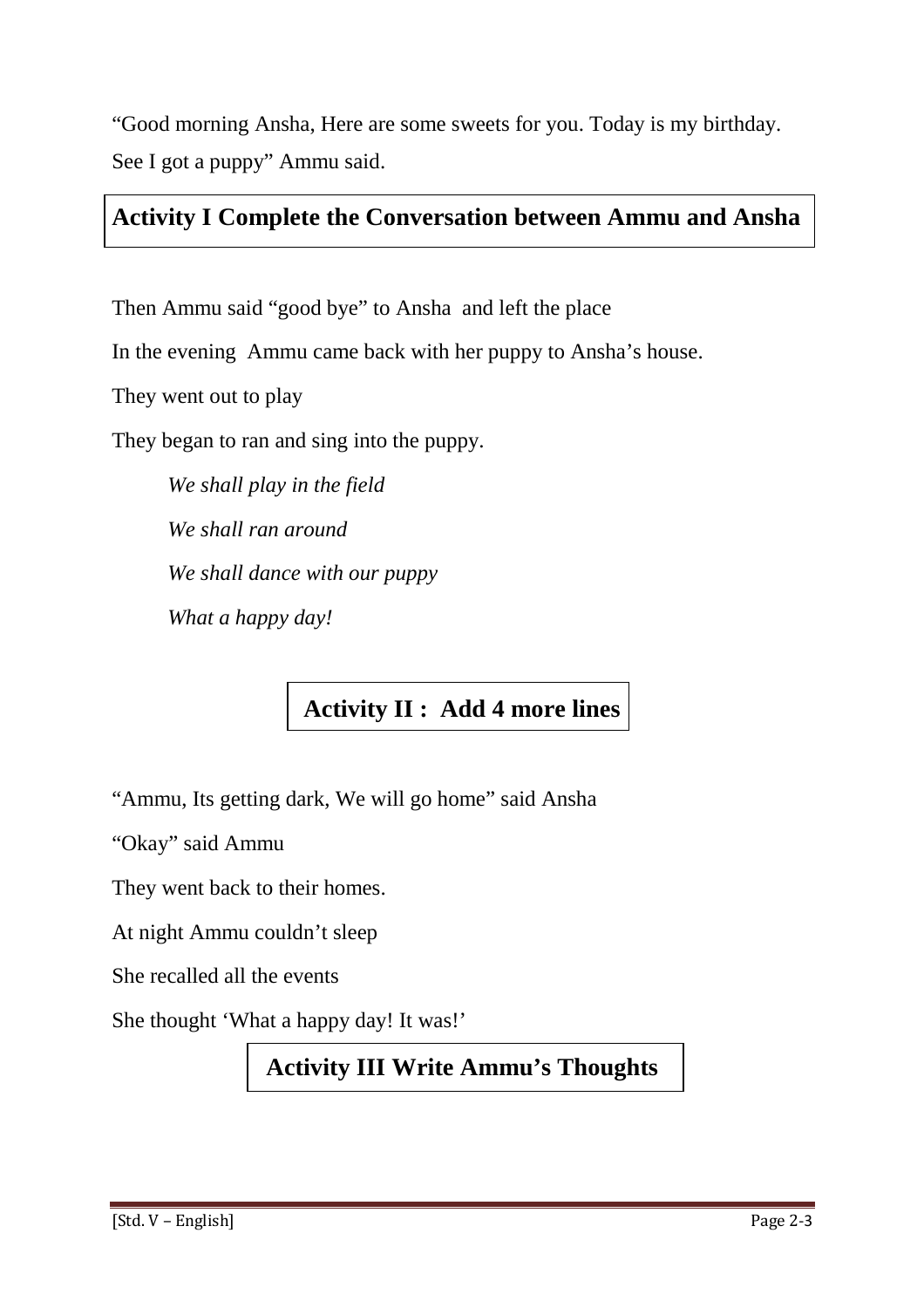"Good morning Ansha, Here are some sweets for you. Today is my birthday. See I got a puppy" Ammu said.

**Activity I Complete the Conversation between Ammu and Ansha**

Then Ammu said "good bye" to Ansha and left the place

In the evening Ammu came back with her puppy to Ansha's house.

They went out to play

They began to ran and sing into the puppy.

*We shall play in the field*

*We shall ran around*

*We shall dance with our puppy*

*What a happy day!*

**Activity II : Add 4 more lines**

"Ammu, Its getting dark, We will go home" said Ansha

"Okay" said Ammu

They went back to their homes.

At night Ammu couldn't sleep

She recalled all the events

She thought 'What a happy day! It was!'

**Activity III Write Ammu's Thoughts**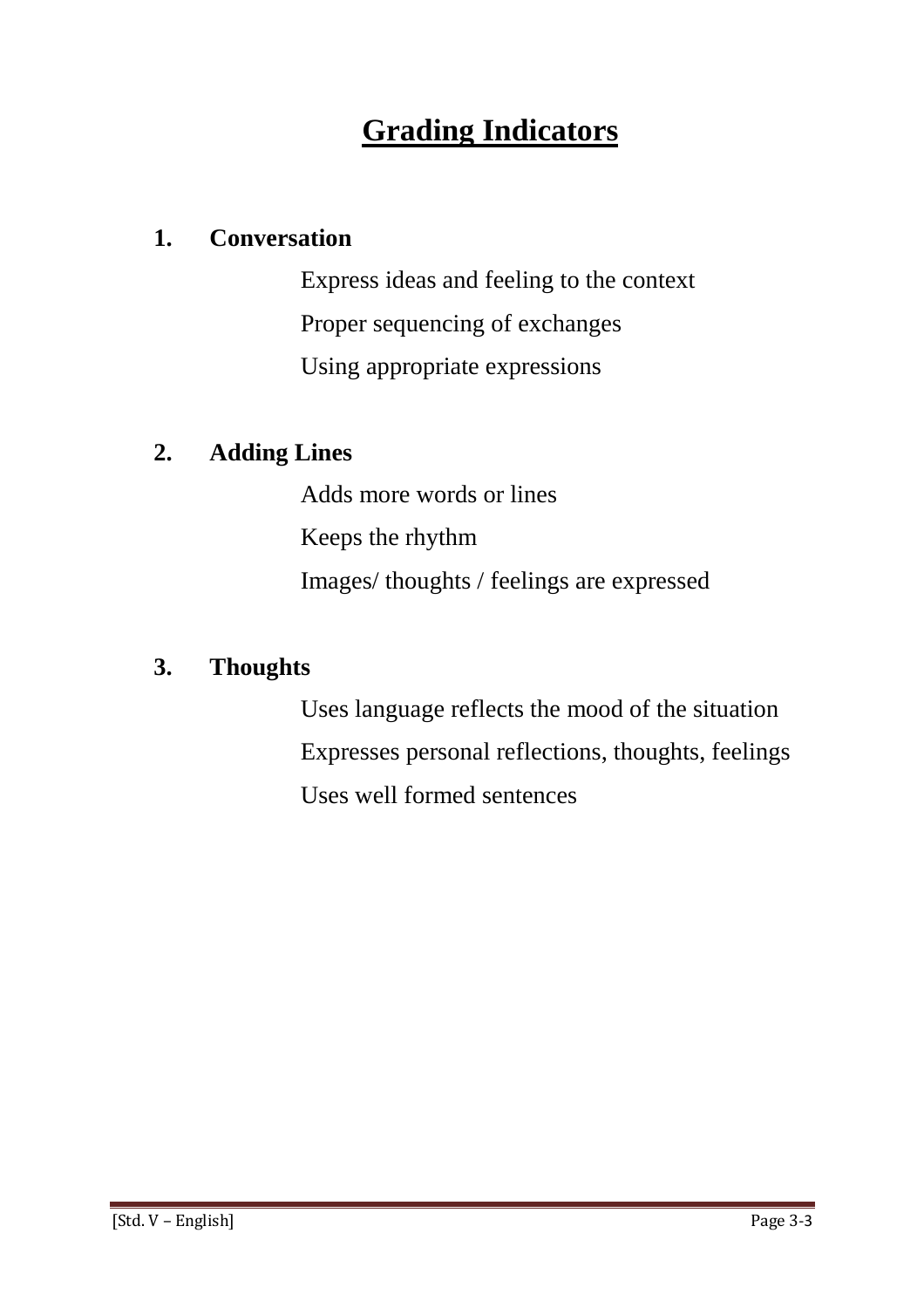# Grading Indicators

1. **Conversation**

   Express ideas and feeling to the context

   Proper sequencing of exchanges

   Using appropriate expressions

2. **Adding Lines**

   Adds more words or lines

   Keeps the rhythm

   Images/ thoughts / feelings are expressed

3. **Thoughts**

   Uses language reflects the mood of the situation

   Expresses personal reflections, thoughts, feelings

   Uses well formed sentences